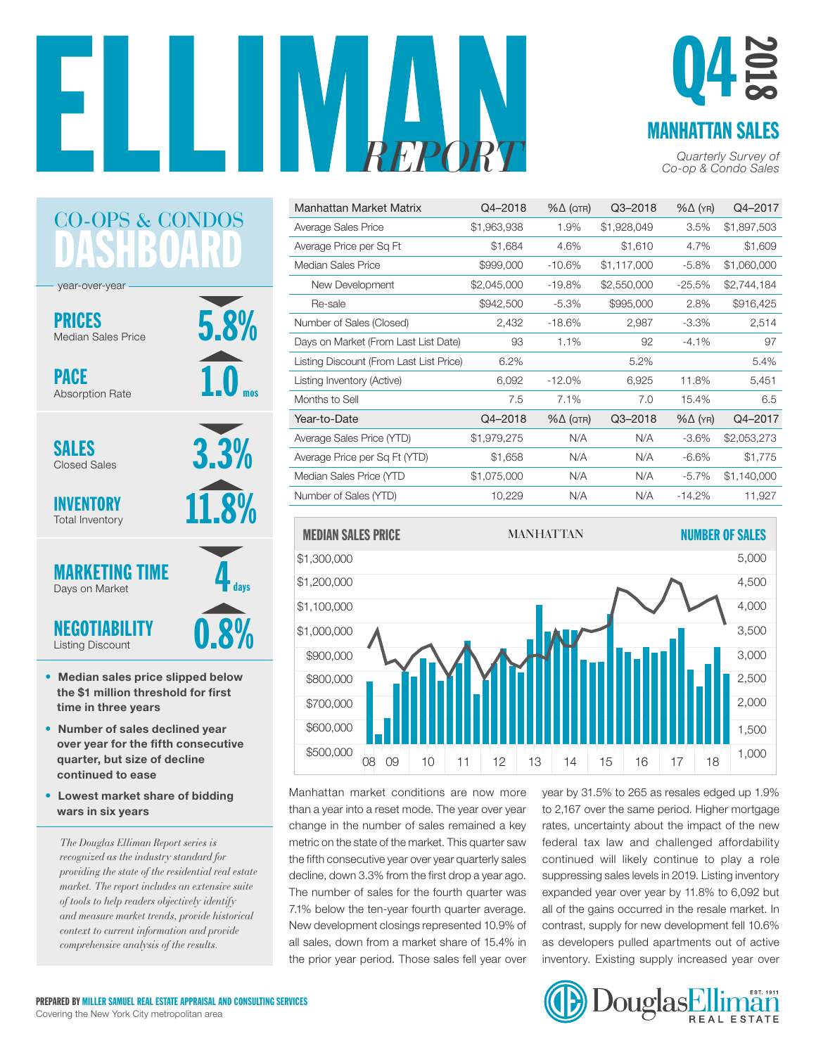# ELLIMAN *REPORT*

# Q4 2018

## MANHATTAN SALES

*Quarterly Survey of Co-op & Condo Sales*

## CO-OPS & CONDOS DASHBOARD

year-over-year

**PRICES** Median Sales Price — 5.8% (down)

**PACE** Absorption Rate — 1.0 mos (up)

**SALES** Closed Sales — 3.3% (down)

**INVENTORY** Total Inventory — 11.8% (up)

**MARKETING TIME** Days on Market — 4 days (down)

**NEGOTIABILITY** Listing Discount — 0.8% (up)

- **Median sales price slipped below the $1 million threshold for first time in three years**
- **Number of sales declined year over year for the fifth consecutive quarter, but size of decline continued to ease**
- **Lowest market share of bidding wars in six years**

*The Douglas Elliman Report series is recognized as the industry standard for providing the state of the residential real estate market. The report includes an extensive suite of tools to help readers objectively identify and measure market trends, provide historical context to current information and provide comprehensive analysis of the results.*

| Manhattan Market Matrix | Q4–2018 | %Δ (QTR) | Q3–2018 | %Δ (YR) | Q4–2017 |
|---|---|---|---|---|---|
| Average Sales Price | $1,963,938 | 1.9% | $1,928,049 | 3.5% | $1,897,503 |
| Average Price per Sq Ft | $1,684 | 4.6% | $1,610 | 4.7% | $1,609 |
| Median Sales Price | $999,000 | -10.6% | $1,117,000 | -5.8% | $1,060,000 |
| New Development | $2,045,000 | -19.8% | $2,550,000 | -25.5% | $2,744,184 |
| Re-sale | $942,500 | -5.3% | $995,000 | 2.8% | $916,425 |
| Number of Sales (Closed) | 2,432 | -18.6% | 2,987 | -3.3% | 2,514 |
| Days on Market (From Last List Date) | 93 | 1.1% | 92 | -4.1% | 97 |
| Listing Discount (From Last List Price) | 6.2% | | 5.2% | | 5.4% |
| Listing Inventory (Active) | 6,092 | -12.0% | 6,925 | 11.8% | 5,451 |
| Months to Sell | 7.5 | 7.1% | 7.0 | 15.4% | 6.5 |
| **Year-to-Date** | **Q4–2018** | **%Δ (QTR)** | **Q3–2018** | **%Δ (YR)** | **Q4–2017** |
| Average Sales Price (YTD) | $1,979,275 | N/A | N/A | -3.6% | $2,053,273 |
| Average Price per Sq Ft (YTD) | $1,658 | N/A | N/A | -6.6% | $1,775 |
| Median Sales Price (YTD | $1,075,000 | N/A | N/A | -5.7% | $1,140,000 |
| Number of Sales (YTD) | 10,229 | N/A | N/A | -14.2% | 11,927 |

**MEDIAN SALES PRICE** — MANHATTAN — **NUMBER OF SALES**

Manhattan market conditions are now more than a year into a reset mode. The year over year change in the number of sales remained a key metric on the state of the market. This quarter saw the fifth consecutive year over year quarterly sales decline, down 3.3% from the first drop a year ago. The number of sales for the fourth quarter was 7.1% below the ten-year fourth quarter average. New development closings represented 10.9% of all sales, down from a market share of 15.4% in the prior year period. Those sales fell year over year by 31.5% to 265 as resales edged up 1.9% to 2,167 over the same period. Higher mortgage rates, uncertainty about the impact of the new federal tax law and challenged affordability continued will likely continue to play a role suppressing sales levels in 2019. Listing inventory expanded year over year by 11.8% to 6,092 but all of the gains occurred in the resale market. In contrast, supply for new development fell 10.6% as developers pulled apartments out of active inventory. Existing supply increased year over

**PREPARED BY MILLER SAMUEL REAL ESTATE APPRAISAL AND CONSULTING SERVICES**
Covering the New York City metropolitan area

Douglas Elliman REAL ESTATE EST. 1911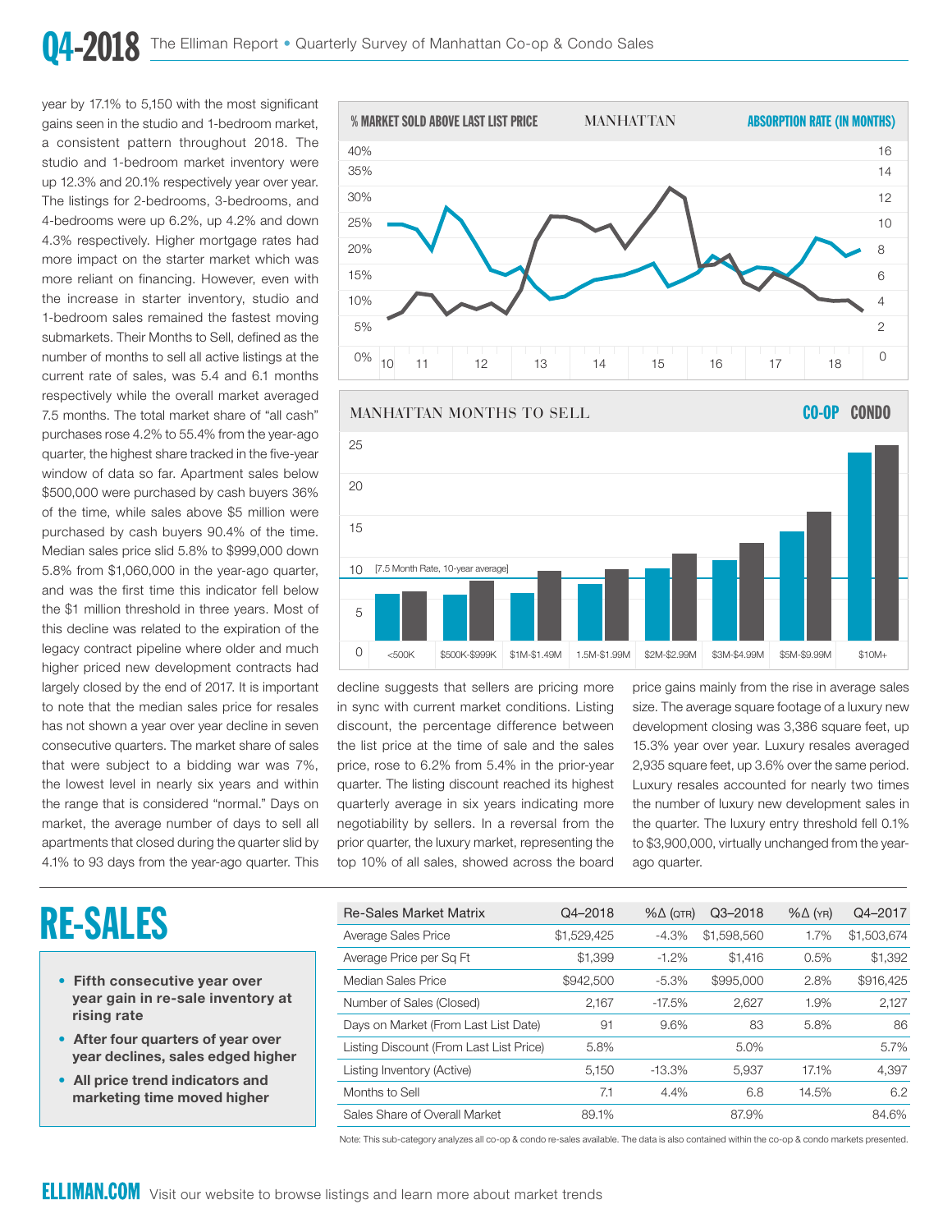year by 17.1% to 5,150 with the most significant gains seen in the studio and 1-bedroom market, a consistent pattern throughout 2018. The studio and 1-bedroom market inventory were up 12.3% and 20.1% respectively year over year. The listings for 2-bedrooms, 3-bedrooms, and 4-bedrooms were up 6.2%, up 4.2% and down 4.3% respectively. Higher mortgage rates had more impact on the starter market which was more reliant on financing. However, even with the increase in starter inventory, studio and 1-bedroom sales remained the fastest moving submarkets. Their Months to Sell, defined as the number of months to sell all active listings at the current rate of sales, was 5.4 and 6.1 months respectively while the overall market averaged 7.5 months. The total market share of "all cash" purchases rose 4.2% to 55.4% from the year-ago quarter, the highest share tracked in the five-year window of data so far. Apartment sales below $500,000 were purchased by cash buyers 36% of the time, while sales above $5 million were purchased by cash buyers 90.4% of the time. Median sales price slid 5.8% to $999,000 down 5.8% from $1,060,000 in the year-ago quarter, and was the first time this indicator fell below the $1 million threshold in three years. Most of this decline was related to the expiration of the legacy contract pipeline where older and much higher priced new development contracts had largely closed by the end of 2017. It is important to note that the median sales price for resales has not shown a year over year decline in seven consecutive quarters. The market share of sales that were subject to a bidding war was 7%, the lowest level in nearly six years and within the range that is considered "normal." Days on market, the average number of days to sell all apartments that closed during the quarter slid by 4.1% to 93 days from the year-ago quarter. This decline suggests that sellers are pricing more in sync with current market conditions. Listing discount, the percentage difference between the list price at the time of sale and the sales price, rose to 6.2% from 5.4% in the prior-year quarter. The listing discount reached its highest quarterly average in six years indicating more negotiability by sellers. In a reversal from the prior quarter, the luxury market, representing the top 10% of all sales, showed across the board price gains mainly from the rise in average sales size. The average square footage of a luxury new development closing was 3,386 square feet, up 15.3% year over year. Luxury resales averaged 2,935 square feet, up 3.6% over the same period. Luxury resales accounted for nearly two times the number of luxury new development sales in the quarter. The luxury entry threshold fell 0.1% to $3,900,000, virtually unchanged from the year-ago quarter.

# RE-SALES

- **Fifth consecutive year over year gain in re-sale inventory at rising rate**
- **After four quarters of year over year declines, sales edged higher**
- **All price trend indicators and marketing time moved higher**

| Re-Sales Market Matrix | Q4–2018 | %Δ (QTR) | Q3–2018 | %Δ (YR) | Q4–2017 |
|---|---|---|---|---|---|
| Average Sales Price | $1,529,425 | -4.3% | $1,598,560 | 1.7% | $1,503,674 |
| Average Price per Sq Ft | $1,399 | -1.2% | $1,416 | 0.5% | $1,392 |
| Median Sales Price | $942,500 | -5.3% | $995,000 | 2.8% | $916,425 |
| Number of Sales (Closed) | 2,167 | -17.5% | 2,627 | 1.9% | 2,127 |
| Days on Market (From Last List Date) | 91 | 9.6% | 83 | 5.8% | 86 |
| Listing Discount (From Last List Price) | 5.8% | | 5.0% | | 5.7% |
| Listing Inventory (Active) | 5,150 | -13.3% | 5,937 | 17.1% | 4,397 |
| Months to Sell | 7.1 | 4.4% | 6.8 | 14.5% | 6.2 |
| Sales Share of Overall Market | 89.1% | | 87.9% | | 84.6% |

Note: This sub-category analyzes all co-op & condo re-sales available. The data is also contained within the co-op & condo markets presented.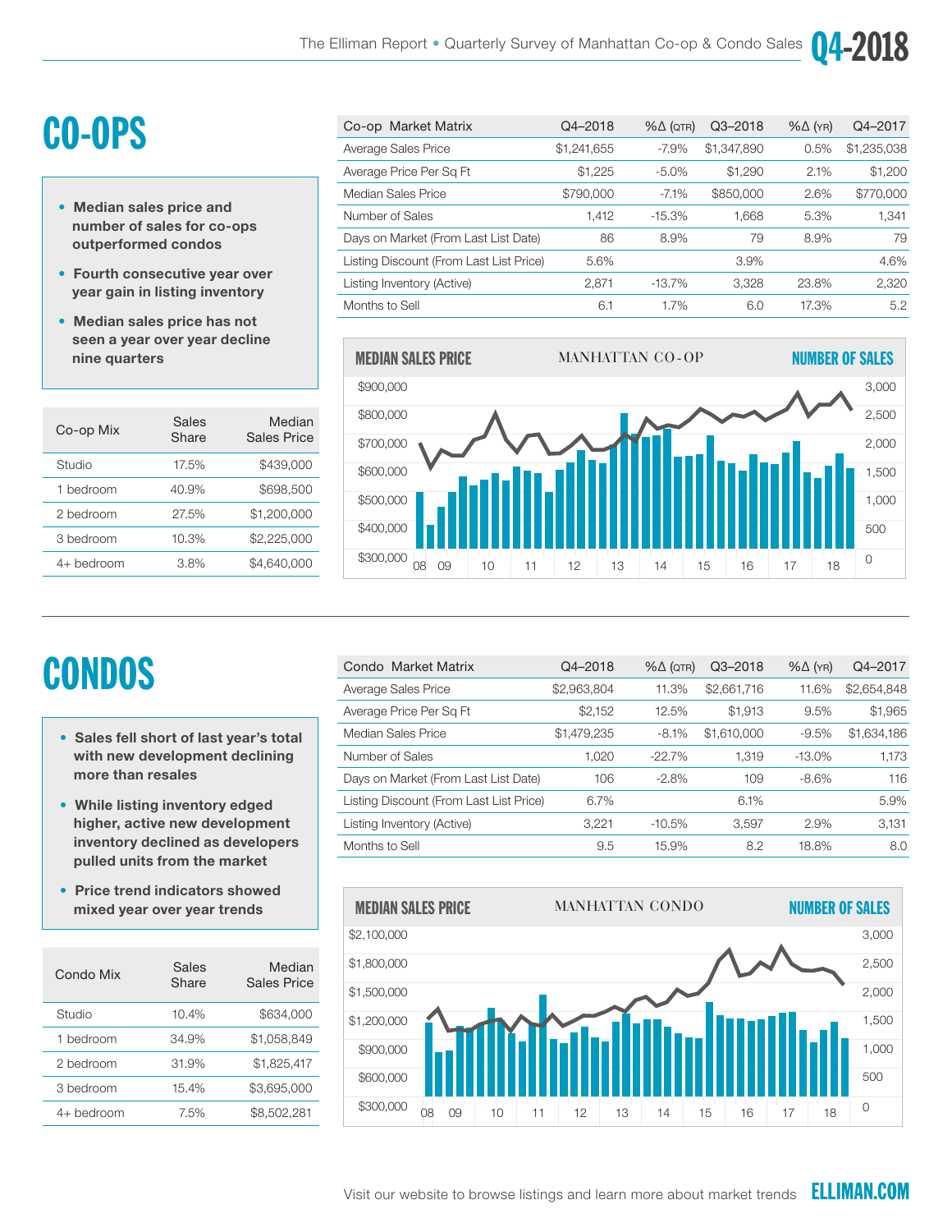# CO-OPS

- **Median sales price and number of sales for co-ops outperformed condos**
- **Fourth consecutive year over year gain in listing inventory**
- **Median sales price has not seen a year over year decline nine quarters**

| Co-op Market Matrix | Q4–2018 | %Δ (QTR) | Q3–2018 | %Δ (YR) | Q4–2017 |
|---|---|---|---|---|---|
| Average Sales Price | $1,241,655 | -7.9% | $1,347,890 | 0.5% | $1,235,038 |
| Average Price Per Sq Ft | $1,225 | -5.0% | $1,290 | 2.1% | $1,200 |
| Median Sales Price | $790,000 | -7.1% | $850,000 | 2.6% | $770,000 |
| Number of Sales | 1,412 | -15.3% | 1,668 | 5.3% | 1,341 |
| Days on Market (From Last List Date) | 86 | 8.9% | 79 | 8.9% | 79 |
| Listing Discount (From Last List Price) | 5.6% | | 3.9% | | 4.6% |
| Listing Inventory (Active) | 2,871 | -13.7% | 3,328 | 23.8% | 2,320 |
| Months to Sell | 6.1 | 1.7% | 6.0 | 17.3% | 5.2 |

| Co-op Mix | Sales Share | Median Sales Price |
|---|---|---|
| Studio | 17.5% | $439,000 |
| 1 bedroom | 40.9% | $698,500 |
| 2 bedroom | 27.5% | $1,200,000 |
| 3 bedroom | 10.3% | $2,225,000 |
| 4+ bedroom | 3.8% | $4,640,000 |

MEDIAN SALES PRICE — MANHATTAN CO-OP — NUMBER OF SALES

# CONDOS

- **Sales fell short of last year's total with new development declining more than resales**
- **While listing inventory edged higher, active new development inventory declined as developers pulled units from the market**
- **Price trend indicators showed mixed year over year trends**

| Condo Market Matrix | Q4–2018 | %Δ (QTR) | Q3–2018 | %Δ (YR) | Q4–2017 |
|---|---|---|---|---|---|
| Average Sales Price | $2,963,804 | 11.3% | $2,661,716 | 11.6% | $2,654,848 |
| Average Price Per Sq Ft | $2,152 | 12.5% | $1,913 | 9.5% | $1,965 |
| Median Sales Price | $1,479,235 | -8.1% | $1,610,000 | -9.5% | $1,634,186 |
| Number of Sales | 1,020 | -22.7% | 1,319 | -13.0% | 1,173 |
| Days on Market (From Last List Date) | 106 | -2.8% | 109 | -8.6% | 116 |
| Listing Discount (From Last List Price) | 6.7% | | 6.1% | | 5.9% |
| Listing Inventory (Active) | 3,221 | -10.5% | 3,597 | 2.9% | 3,131 |
| Months to Sell | 9.5 | 15.9% | 8.2 | 18.8% | 8.0 |

| Condo Mix | Sales Share | Median Sales Price |
|---|---|---|
| Studio | 10.4% | $634,000 |
| 1 bedroom | 34.9% | $1,058,849 |
| 2 bedroom | 31.9% | $1,825,417 |
| 3 bedroom | 15.4% | $3,695,000 |
| 4+ bedroom | 7.5% | $8,502,281 |

MEDIAN SALES PRICE — MANHATTAN CONDO — NUMBER OF SALES

Visit our website to browse listings and learn more about market trends **ELLIMAN.COM**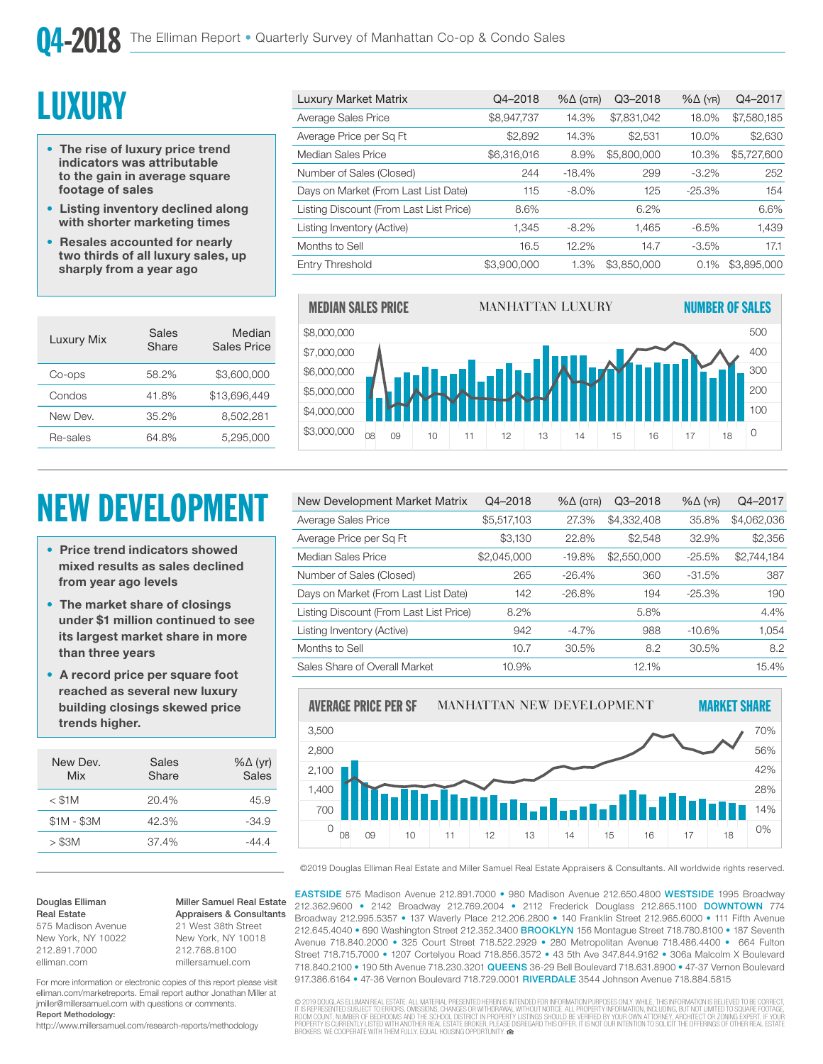# Q4-2018 The Elliman Report • Quarterly Survey of Manhattan Co-op & Condo Sales

# LUXURY

- **The rise of luxury price trend indicators was attributable to the gain in average square footage of sales**
- **Listing inventory declined along with shorter marketing times**
- **Resales accounted for nearly two thirds of all luxury sales, up sharply from a year ago**

| Luxury Market Matrix | Q4–2018 | %Δ (QTR) | Q3–2018 | %Δ (YR) | Q4–2017 |
|---|---|---|---|---|---|
| Average Sales Price | $8,947,737 | 14.3% | $7,831,042 | 18.0% | $7,580,185 |
| Average Price per Sq Ft | $2,892 | 14.3% | $2,531 | 10.0% | $2,630 |
| Median Sales Price | $6,316,016 | 8.9% | $5,800,000 | 10.3% | $5,727,600 |
| Number of Sales (Closed) | 244 | -18.4% | 299 | -3.2% | 252 |
| Days on Market (From Last List Date) | 115 | -8.0% | 125 | -25.3% | 154 |
| Listing Discount (From Last List Price) | 8.6% | | 6.2% | | 6.6% |
| Listing Inventory (Active) | 1,345 | -8.2% | 1,465 | -6.5% | 1,439 |
| Months to Sell | 16.5 | 12.2% | 14.7 | -3.5% | 17.1 |
| Entry Threshold | $3,900,000 | 1.3% | $3,850,000 | 0.1% | $3,895,000 |

| Luxury Mix | Sales Share | Median Sales Price |
|---|---|---|
| Co-ops | 58.2% | $3,600,000 |
| Condos | 41.8% | $13,696,449 |
| New Dev. | 35.2% | 8,502,281 |
| Re-sales | 64.8% | 5,295,000 |

MEDIAN SALES PRICE — MANHATTAN LUXURY — NUMBER OF SALES

$8,000,000
$7,000,000
$6,000,000
$5,000,000
$4,000,000
$3,000,000

500
400
300
200
100
0

08 09 10 11 12 13 14 15 16 17 18

# NEW DEVELOPMENT

- **Price trend indicators showed mixed results as sales declined from year ago levels**
- **The market share of closings under $1 million continued to see its largest market share in more than three years**
- **A record price per square foot reached as several new luxury building closings skewed price trends higher.**

| New Development Market Matrix | Q4–2018 | %Δ (QTR) | Q3–2018 | %Δ (YR) | Q4–2017 |
|---|---|---|---|---|---|
| Average Sales Price | $5,517,103 | 27.3% | $4,332,408 | 35.8% | $4,062,036 |
| Average Price per Sq Ft | $3,130 | 22.8% | $2,548 | 32.9% | $2,356 |
| Median Sales Price | $2,045,000 | -19.8% | $2,550,000 | -25.5% | $2,744,184 |
| Number of Sales (Closed) | 265 | -26.4% | 360 | -31.5% | 387 |
| Days on Market (From Last List Date) | 142 | -26.8% | 194 | -25.3% | 190 |
| Listing Discount (From Last List Price) | 8.2% | | 5.8% | | 4.4% |
| Listing Inventory (Active) | 942 | -4.7% | 988 | -10.6% | 1,054 |
| Months to Sell | 10.7 | 30.5% | 8.2 | 30.5% | 8.2 |
| Sales Share of Overall Market | 10.9% | | 12.1% | | 15.4% |

| New Dev. Mix | Sales Share | %Δ (yr) Sales |
|---|---|---|
| < $1M | 20.4% | 45.9 |
| $1M - $3M | 42.3% | -34.9 |
| > $3M | 37.4% | -44.4 |

AVERAGE PRICE PER SF — MANHATTAN NEW DEVELOPMENT — MARKET SHARE

3,500
2,800
2,100
1,400
700
0

70%
56%
42%
28%
14%
0%

08 09 10 11 12 13 14 15 16 17 18

©2019 Douglas Elliman Real Estate and Miller Samuel Real Estate Appraisers & Consultants. All worldwide rights reserved.

**Douglas Elliman Real Estate**
575 Madison Avenue
New York, NY 10022
212.891.7000
elliman.com

**Miller Samuel Real Estate Appraisers & Consultants**
21 West 38th Street
New York, NY 10018
212.768.8100
millersamuel.com

For more information or electronic copies of this report please visit elliman.com/marketreports. Email report author Jonathan Miller at jmiller@millersamuel.com with questions or comments.
**Report Methodology:**
http://www.millersamuel.com/research-reports/methodology

**EASTSIDE** 575 Madison Avenue 212.891.7000 • 980 Madison Avenue 212.650.4800 **WESTSIDE** 1995 Broadway 212.362.9600 • 2142 Broadway 212.769.2004 • 2112 Frederick Douglass 212.865.1100 **DOWNTOWN** 774 Broadway 212.995.5357 • 137 Waverly Place 212.206.2800 • 140 Franklin Street 212.965.6000 • 111 Fifth Avenue 212.645.4040 • 690 Washington Street 212.352.3400 **BROOKLYN** 156 Montague Street 718.780.8100 • 187 Seventh Avenue 718.840.2000 • 325 Court Street 718.522.2929 • 280 Metropolitan Avenue 718.486.4400 • 664 Fulton Street 718.715.7000 • 1207 Cortelyou Road 718.856.3572 • 43 5th Ave 347.844.9162 • 306a Malcolm X Boulevard 718.840.2100 • 190 5th Avenue 718.230.3201 **QUEENS** 36-29 Bell Boulevard 718.631.8900 • 47-37 Vernon Boulevard 917.386.6164 • 47-36 Vernon Boulevard 718.729.0001 **RIVERDALE** 3544 Johnson Avenue 718.884.5815

© 2019 DOUGLAS ELLIMAN REAL ESTATE. ALL MATERIAL PRESENTED HEREIN IS INTENDED FOR INFORMATION PURPOSES ONLY. WHILE, THIS INFORMATION IS BELIEVED TO BE CORRECT, IT IS REPRESENTED SUBJECT TO ERRORS, OMISSIONS, CHANGES OR WITHDRAWAL WITHOUT NOTICE. ALL PROPERTY INFORMATION, INCLUDING, BUT NOT LIMITED TO SQUARE FOOTAGE, ROOM COUNT, NUMBER OF BEDROOMS AND THE SCHOOL DISTRICT IN PROPERTY LISTINGS SHOULD BE VERIFIED BY YOUR OWN ATTORNEY, ARCHITECT OR ZONING EXPERT. IF YOUR PROPERTY IS CURRENTLY LISTED WITH ANOTHER REAL ESTATE BROKER, PLEASE DISREGARD THIS OFFER. IT IS NOT OUR INTENTION TO SOLICIT THE OFFERINGS OF OTHER REAL ESTATE BROKERS. WE COOPERATE WITH THEM FULLY. EQUAL HOUSING OPPORTUNITY.